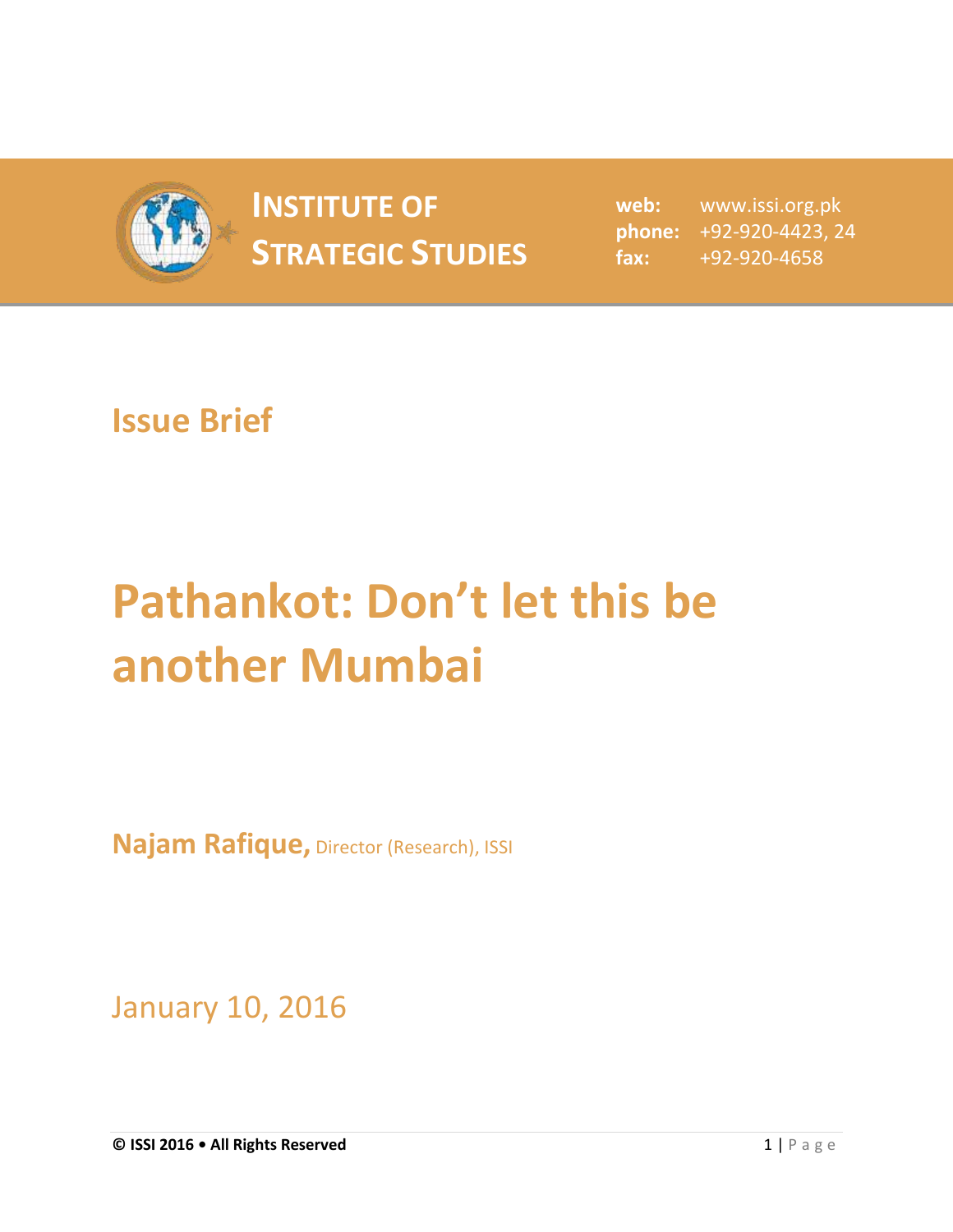**INSTITUTE OF STRATEGIC STUDIES**

**web:** www.issi.org.pk
**phone:** +92-920-4423, 24
**fax:** +92-920-4658

## Issue Brief

# Pathankot: Don't let this be another Mumbai

**Najam Rafique,** Director (Research), ISSI

January 10, 2016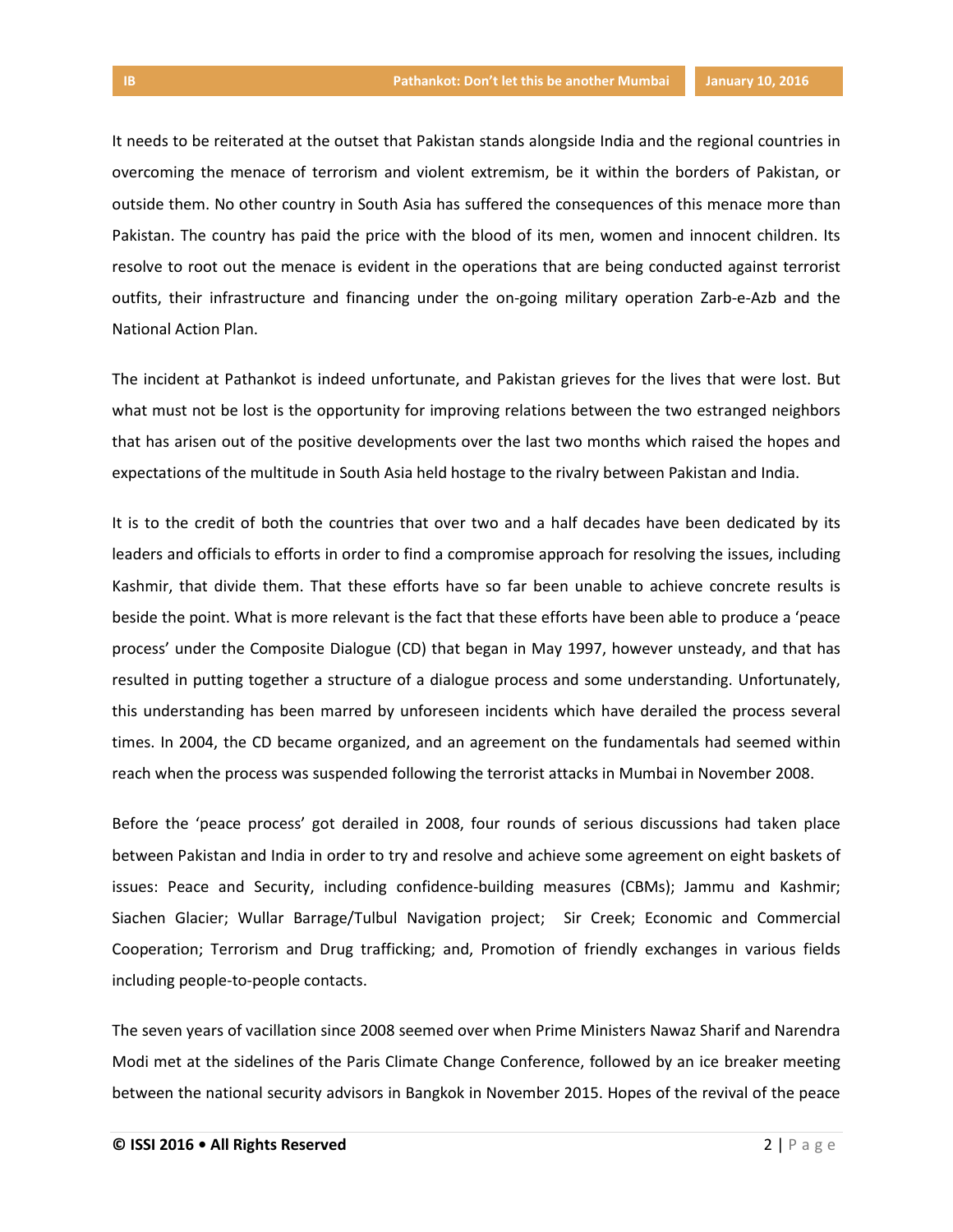It needs to be reiterated at the outset that Pakistan stands alongside India and the regional countries in overcoming the menace of terrorism and violent extremism, be it within the borders of Pakistan, or outside them. No other country in South Asia has suffered the consequences of this menace more than Pakistan. The country has paid the price with the blood of its men, women and innocent children. Its resolve to root out the menace is evident in the operations that are being conducted against terrorist outfits, their infrastructure and financing under the on-going military operation Zarb-e-Azb and the National Action Plan.

The incident at Pathankot is indeed unfortunate, and Pakistan grieves for the lives that were lost. But what must not be lost is the opportunity for improving relations between the two estranged neighbors that has arisen out of the positive developments over the last two months which raised the hopes and expectations of the multitude in South Asia held hostage to the rivalry between Pakistan and India.

It is to the credit of both the countries that over two and a half decades have been dedicated by its leaders and officials to efforts in order to find a compromise approach for resolving the issues, including Kashmir, that divide them. That these efforts have so far been unable to achieve concrete results is beside the point. What is more relevant is the fact that these efforts have been able to produce a 'peace process' under the Composite Dialogue (CD) that began in May 1997, however unsteady, and that has resulted in putting together a structure of a dialogue process and some understanding. Unfortunately, this understanding has been marred by unforeseen incidents which have derailed the process several times. In 2004, the CD became organized, and an agreement on the fundamentals had seemed within reach when the process was suspended following the terrorist attacks in Mumbai in November 2008.

Before the 'peace process' got derailed in 2008, four rounds of serious discussions had taken place between Pakistan and India in order to try and resolve and achieve some agreement on eight baskets of issues: Peace and Security, including confidence-building measures (CBMs); Jammu and Kashmir; Siachen Glacier; Wullar Barrage/Tulbul Navigation project; Sir Creek; Economic and Commercial Cooperation; Terrorism and Drug trafficking; and, Promotion of friendly exchanges in various fields including people-to-people contacts.

The seven years of vacillation since 2008 seemed over when Prime Ministers Nawaz Sharif and Narendra Modi met at the sidelines of the Paris Climate Change Conference, followed by an ice breaker meeting between the national security advisors in Bangkok in November 2015. Hopes of the revival of the peace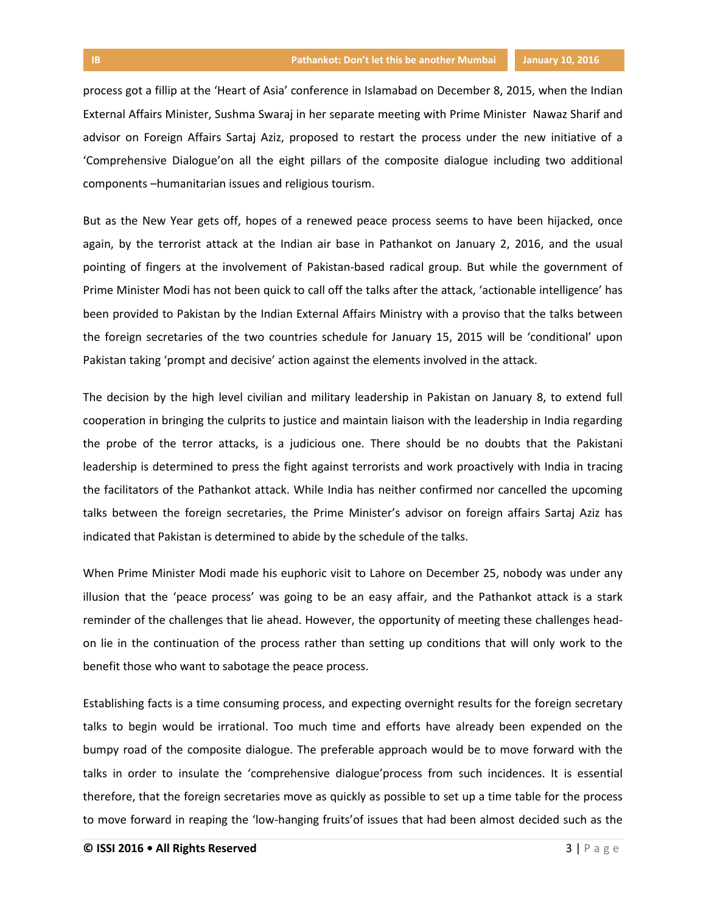process got a fillip at the 'Heart of Asia' conference in Islamabad on December 8, 2015, when the Indian External Affairs Minister, Sushma Swaraj in her separate meeting with Prime Minister Nawaz Sharif and advisor on Foreign Affairs Sartaj Aziz, proposed to restart the process under the new initiative of a 'Comprehensive Dialogue'on all the eight pillars of the composite dialogue including two additional components –humanitarian issues and religious tourism.

But as the New Year gets off, hopes of a renewed peace process seems to have been hijacked, once again, by the terrorist attack at the Indian air base in Pathankot on January 2, 2016, and the usual pointing of fingers at the involvement of Pakistan-based radical group. But while the government of Prime Minister Modi has not been quick to call off the talks after the attack, 'actionable intelligence' has been provided to Pakistan by the Indian External Affairs Ministry with a proviso that the talks between the foreign secretaries of the two countries schedule for January 15, 2015 will be 'conditional' upon Pakistan taking 'prompt and decisive' action against the elements involved in the attack.

The decision by the high level civilian and military leadership in Pakistan on January 8, to extend full cooperation in bringing the culprits to justice and maintain liaison with the leadership in India regarding the probe of the terror attacks, is a judicious one. There should be no doubts that the Pakistani leadership is determined to press the fight against terrorists and work proactively with India in tracing the facilitators of the Pathankot attack. While India has neither confirmed nor cancelled the upcoming talks between the foreign secretaries, the Prime Minister's advisor on foreign affairs Sartaj Aziz has indicated that Pakistan is determined to abide by the schedule of the talks.

When Prime Minister Modi made his euphoric visit to Lahore on December 25, nobody was under any illusion that the 'peace process' was going to be an easy affair, and the Pathankot attack is a stark reminder of the challenges that lie ahead. However, the opportunity of meeting these challenges head-on lie in the continuation of the process rather than setting up conditions that will only work to the benefit those who want to sabotage the peace process.

Establishing facts is a time consuming process, and expecting overnight results for the foreign secretary talks to begin would be irrational. Too much time and efforts have already been expended on the bumpy road of the composite dialogue. The preferable approach would be to move forward with the talks in order to insulate the 'comprehensive dialogue'process from such incidences. It is essential therefore, that the foreign secretaries move as quickly as possible to set up a time table for the process to move forward in reaping the 'low-hanging fruits'of issues that had been almost decided such as the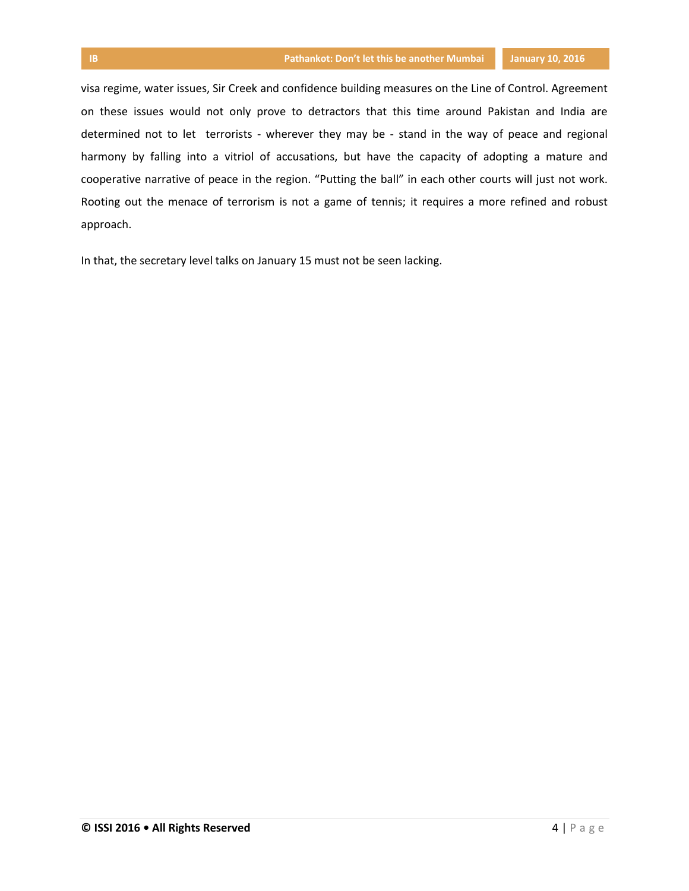visa regime, water issues, Sir Creek and confidence building measures on the Line of Control. Agreement on these issues would not only prove to detractors that this time around Pakistan and India are determined not to let terrorists - wherever they may be - stand in the way of peace and regional harmony by falling into a vitriol of accusations, but have the capacity of adopting a mature and cooperative narrative of peace in the region. "Putting the ball" in each other courts will just not work. Rooting out the menace of terrorism is not a game of tennis; it requires a more refined and robust approach.

In that, the secretary level talks on January 15 must not be seen lacking.